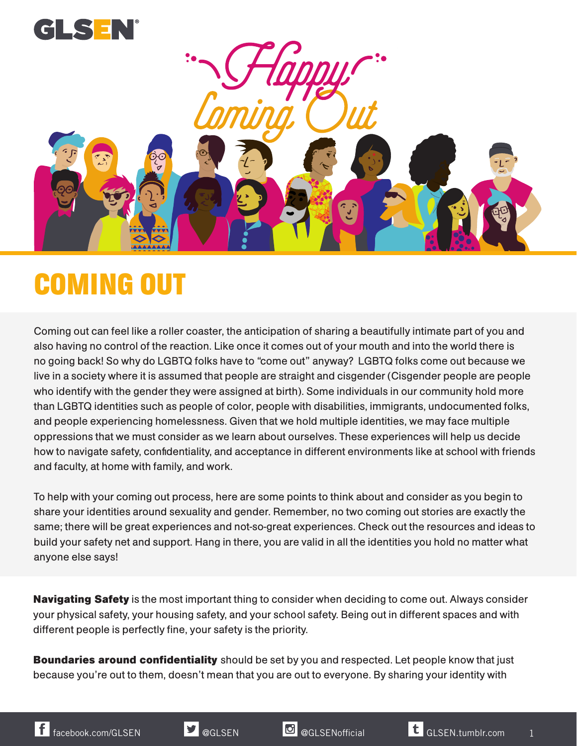# COMING OUT

Coming out can feel like a roller coaster, the anticipation of sharing a beautifully intimate part of you and also having no control of the reaction. Like once it comes out of your mouth and into the world there is no going back! So why do LGBTQ folks have to "come out" anyway? LGBTQ folks come out because we live in a society where it is assumed that people are straight and cisgender (Cisgender people are people who identify with the gender they were assigned at birth). Some individuals in our community hold more than LGBTQ identities such as people of color, people with disabilities, immigrants, undocumented folks, and people experiencing homelessness. Given that we hold multiple identities, we may face multiple oppressions that we must consider as we learn about ourselves. These experiences will help us decide how to navigate safety, confidentiality, and acceptance in different environments like at school with friends and faculty, at home with family, and work.

To help with your coming out process, here are some points to think about and consider as you begin to share your identities around sexuality and gender. Remember, no two coming out stories are exactly the same; there will be great experiences and not-so-great experiences. Check out the resources and ideas to build your safety net and support. Hang in there, you are valid in all the identities you hold no matter what anyone else says!

**Navigating Safety** is the most important thing to consider when deciding to come out. Always consider your physical safety, your housing safety, and your school safety. Being out in different spaces and with different people is perfectly fine, your safety is the priority.

**Boundaries around confidentiality** should be set by you and respected. Let people know that just because you're out to them, doesn't mean that you are out to everyone. By sharing your identity with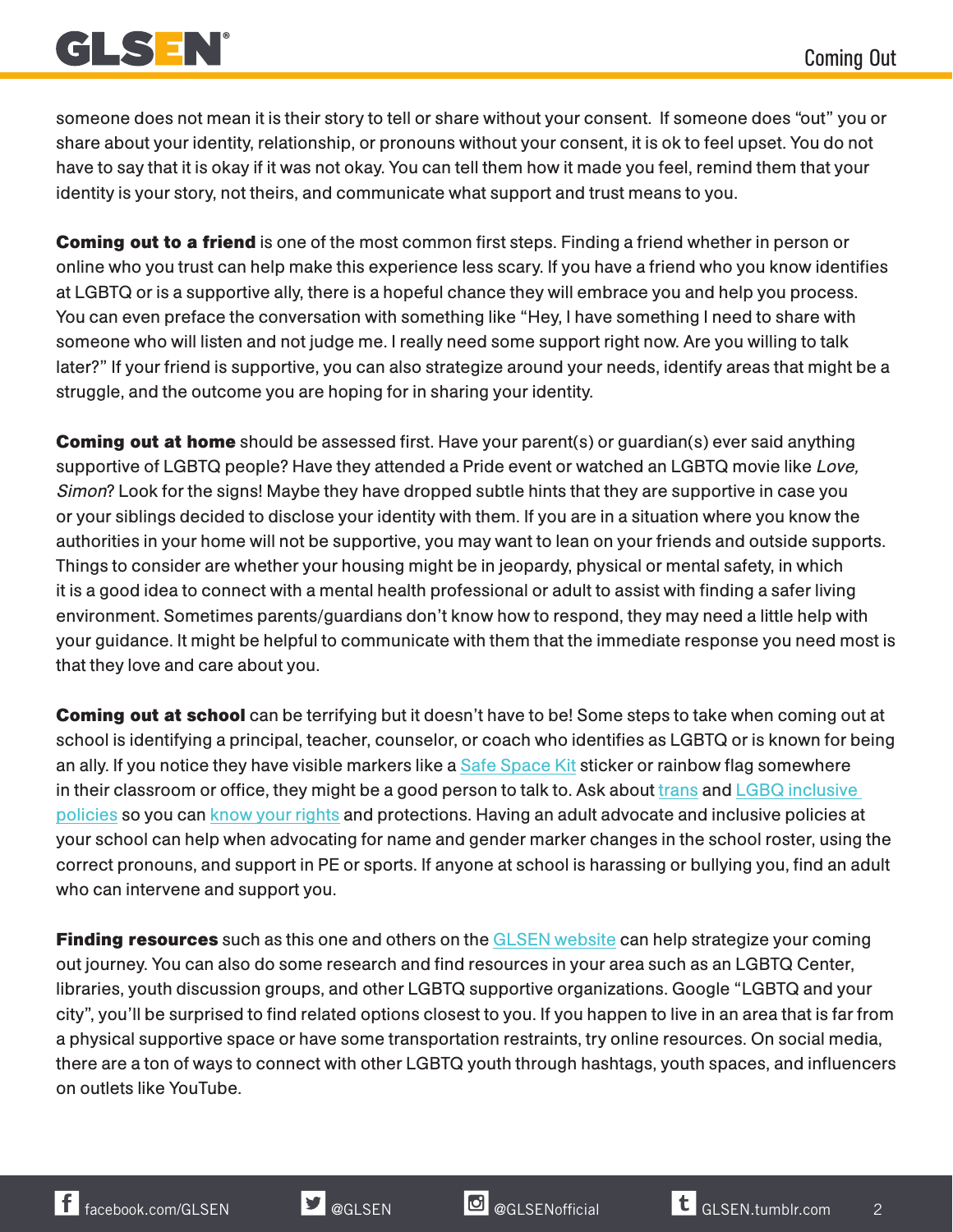someone does not mean it is their story to tell or share without your consent. If someone does "out" you or share about your identity, relationship, or pronouns without your consent, it is ok to feel upset. You do not have to say that it is okay if it was not okay. You can tell them how it made you feel, remind them that your identity is your story, not theirs, and communicate what support and trust means to you.

**Coming out to a friend** is one of the most common first steps. Finding a friend whether in person or online who you trust can help make this experience less scary. If you have a friend who you know identifies at LGBTQ or is a supportive ally, there is a hopeful chance they will embrace you and help you process. You can even preface the conversation with something like "Hey, I have something I need to share with someone who will listen and not judge me. I really need some support right now. Are you willing to talk later?" If your friend is supportive, you can also strategize around your needs, identify areas that might be a struggle, and the outcome you are hoping for in sharing your identity.

**Coming out at home** should be assessed first. Have your parent(s) or guardian(s) ever said anything supportive of LGBTQ people? Have they attended a Pride event or watched an LGBTQ movie like *Love, Simon*? Look for the signs! Maybe they have dropped subtle hints that they are supportive in case you or your siblings decided to disclose your identity with them. If you are in a situation where you know the authorities in your home will not be supportive, you may want to lean on your friends and outside supports. Things to consider are whether your housing might be in jeopardy, physical or mental safety, in which it is a good idea to connect with a mental health professional or adult to assist with finding a safer living environment. Sometimes parents/guardians don't know how to respond, they may need a little help with your guidance. It might be helpful to communicate with them that the immediate response you need most is that they love and care about you.

**Coming out at school** can be terrifying but it doesn't have to be! Some steps to take when coming out at school is identifying a principal, teacher, counselor, or coach who identifies as LGBTQ or is known for being an ally. If you notice they have visible markers like a Safe Space Kit sticker or rainbow flag somewhere in their classroom or office, they might be a good person to talk to. Ask about trans and LGBQ inclusive policies so you can know your rights and protections. Having an adult advocate and inclusive policies at your school can help when advocating for name and gender marker changes in the school roster, using the correct pronouns, and support in PE or sports. If anyone at school is harassing or bullying you, find an adult who can intervene and support you.

**Finding resources** such as this one and others on the GLSEN website can help strategize your coming out journey. You can also do some research and find resources in your area such as an LGBTQ Center, libraries, youth discussion groups, and other LGBTQ supportive organizations. Google "LGBTQ and your city", you'll be surprised to find related options closest to you. If you happen to live in an area that is far from a physical supportive space or have some transportation restraints, try online resources. On social media, there are a ton of ways to connect with other LGBTQ youth through hashtags, youth spaces, and influencers on outlets like YouTube.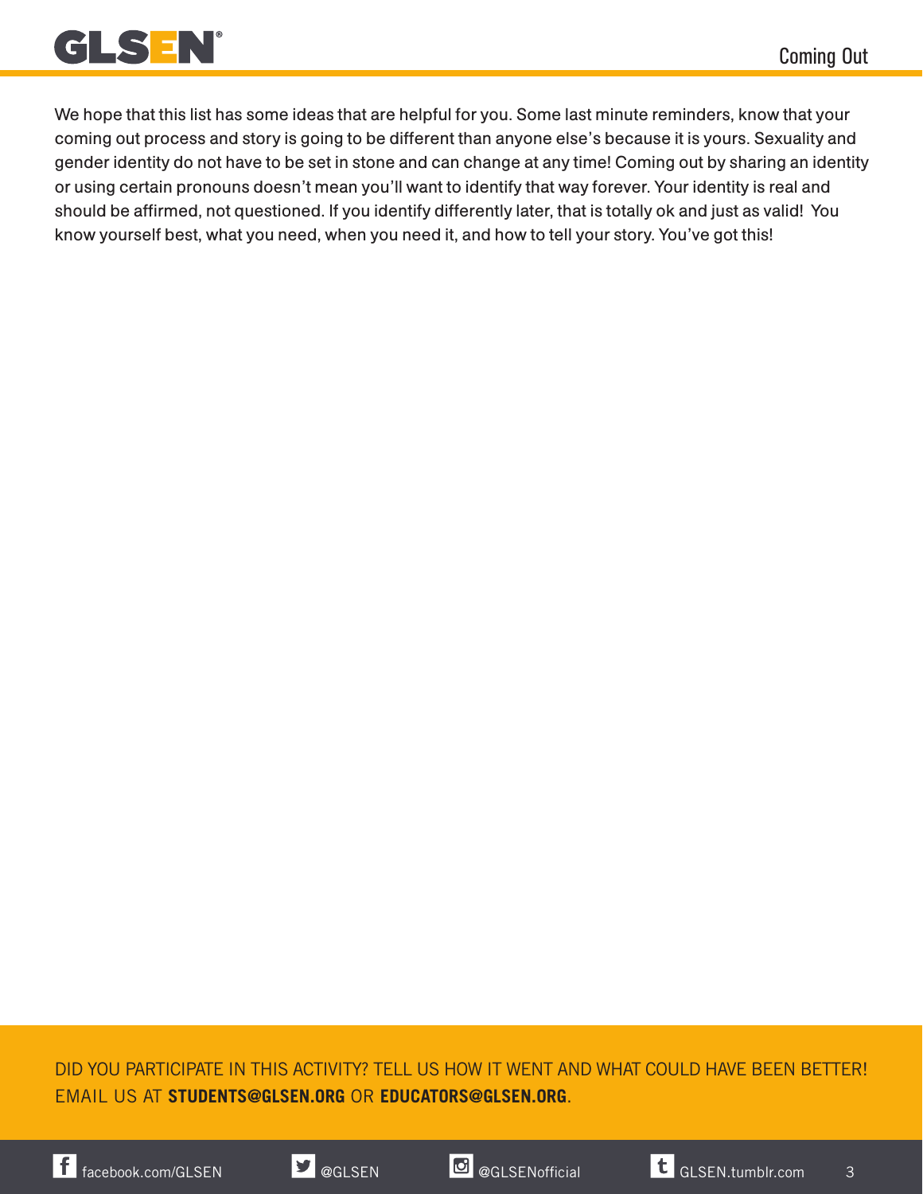We hope that this list has some ideas that are helpful for you. Some last minute reminders, know that your coming out process and story is going to be different than anyone else's because it is yours. Sexuality and gender identity do not have to be set in stone and can change at any time! Coming out by sharing an identity or using certain pronouns doesn't mean you'll want to identify that way forever. Your identity is real and should be affirmed, not questioned. If you identify differently later, that is totally ok and just as valid! You know yourself best, what you need, when you need it, and how to tell your story. You've got this!

DID YOU PARTICIPATE IN THIS ACTIVITY? TELL US HOW IT WENT AND WHAT COULD HAVE BEEN BETTER! EMAIL US AT **STUDENTS@GLSEN.ORG** OR **EDUCATORS@GLSEN.ORG**.

facebook.com/GLSEN @GLSEN @GLSENofficial GLSEN.tumblr.com